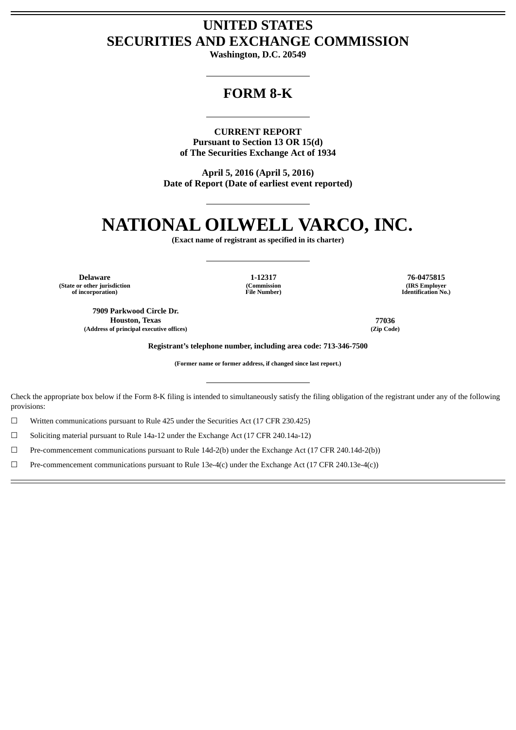# UNITED STATES
# SECURITIES AND EXCHANGE COMMISSION

**Washington, D.C. 20549**

---

# FORM 8-K

---

**CURRENT REPORT**
**Pursuant to Section 13 OR 15(d)**
**of The Securities Exchange Act of 1934**

**April 5, 2016 (April 5, 2016)**
**Date of Report (Date of earliest event reported)**

---

# NATIONAL OILWELL VARCO, INC.

**(Exact name of registrant as specified in its charter)**

---

| **Delaware** | **1-12317** | **76-0475815** |
|---|---|---|
| **(State or other jurisdiction of incorporation)** | **(Commission File Number)** | **(IRS Employer Identification No.)** |

| **7909 Parkwood Circle Dr. Houston, Texas** | **77036** |
|---|---|
| **(Address of principal executive offices)** | **(Zip Code)** |

**Registrant's telephone number, including area code: 713-346-7500**

**(Former name or former address, if changed since last report.)**

---

Check the appropriate box below if the Form 8-K filing is intended to simultaneously satisfy the filing obligation of the registrant under any of the following provisions:

☐ Written communications pursuant to Rule 425 under the Securities Act (17 CFR 230.425)

☐ Soliciting material pursuant to Rule 14a-12 under the Exchange Act (17 CFR 240.14a-12)

☐ Pre-commencement communications pursuant to Rule 14d-2(b) under the Exchange Act (17 CFR 240.14d-2(b))

☐ Pre-commencement communications pursuant to Rule 13e-4(c) under the Exchange Act (17 CFR 240.13e-4(c))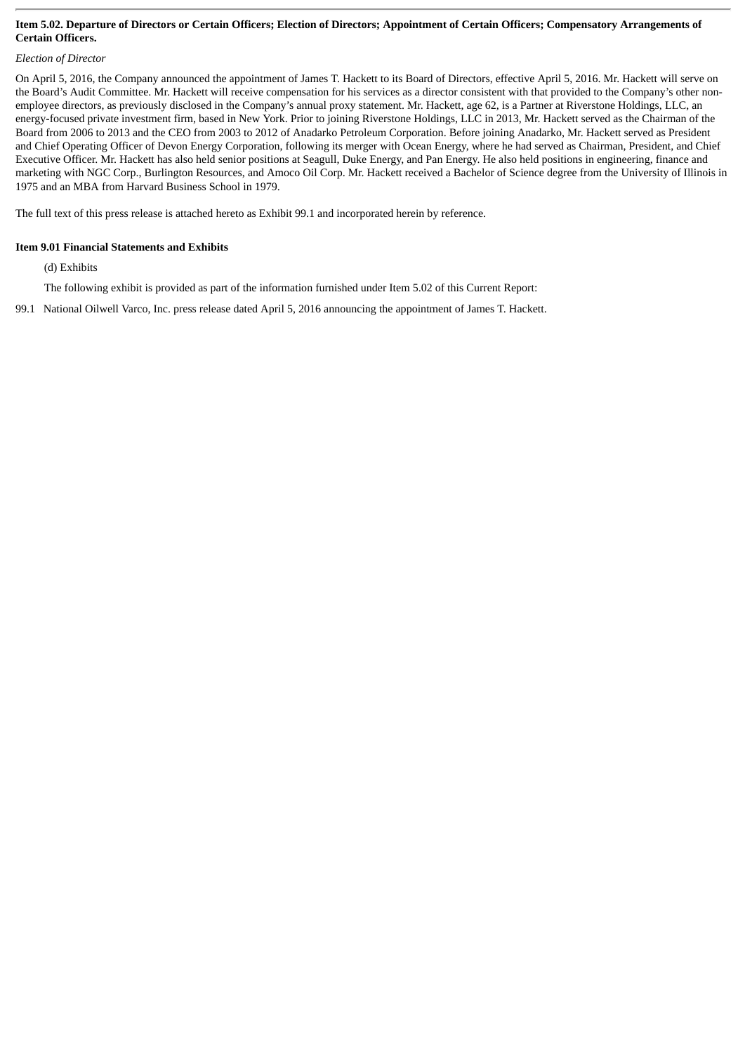**Item 5.02. Departure of Directors or Certain Officers; Election of Directors; Appointment of Certain Officers; Compensatory Arrangements of Certain Officers.**

*Election of Director*

On April 5, 2016, the Company announced the appointment of James T. Hackett to its Board of Directors, effective April 5, 2016. Mr. Hackett will serve on the Board's Audit Committee. Mr. Hackett will receive compensation for his services as a director consistent with that provided to the Company's other non-employee directors, as previously disclosed in the Company's annual proxy statement. Mr. Hackett, age 62, is a Partner at Riverstone Holdings, LLC, an energy-focused private investment firm, based in New York. Prior to joining Riverstone Holdings, LLC in 2013, Mr. Hackett served as the Chairman of the Board from 2006 to 2013 and the CEO from 2003 to 2012 of Anadarko Petroleum Corporation. Before joining Anadarko, Mr. Hackett served as President and Chief Operating Officer of Devon Energy Corporation, following its merger with Ocean Energy, where he had served as Chairman, President, and Chief Executive Officer. Mr. Hackett has also held senior positions at Seagull, Duke Energy, and Pan Energy. He also held positions in engineering, finance and marketing with NGC Corp., Burlington Resources, and Amoco Oil Corp. Mr. Hackett received a Bachelor of Science degree from the University of Illinois in 1975 and an MBA from Harvard Business School in 1979.

The full text of this press release is attached hereto as Exhibit 99.1 and incorporated herein by reference.

**Item 9.01 Financial Statements and Exhibits**

(d) Exhibits

The following exhibit is provided as part of the information furnished under Item 5.02 of this Current Report:

99.1 National Oilwell Varco, Inc. press release dated April 5, 2016 announcing the appointment of James T. Hackett.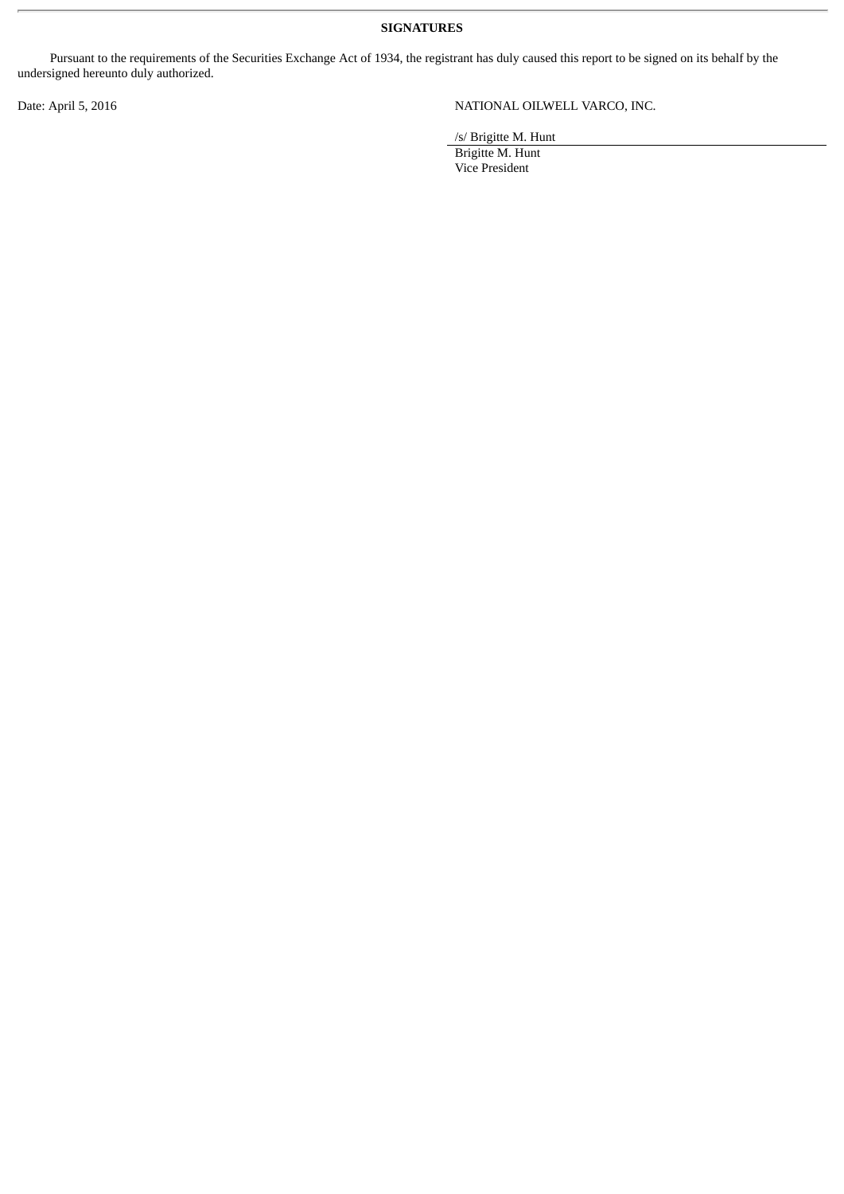**SIGNATURES**

Pursuant to the requirements of the Securities Exchange Act of 1934, the registrant has duly caused this report to be signed on its behalf by the undersigned hereunto duly authorized.

Date: April 5, 2016

NATIONAL OILWELL VARCO, INC.

/s/ Brigitte M. Hunt

Brigitte M. Hunt
Vice President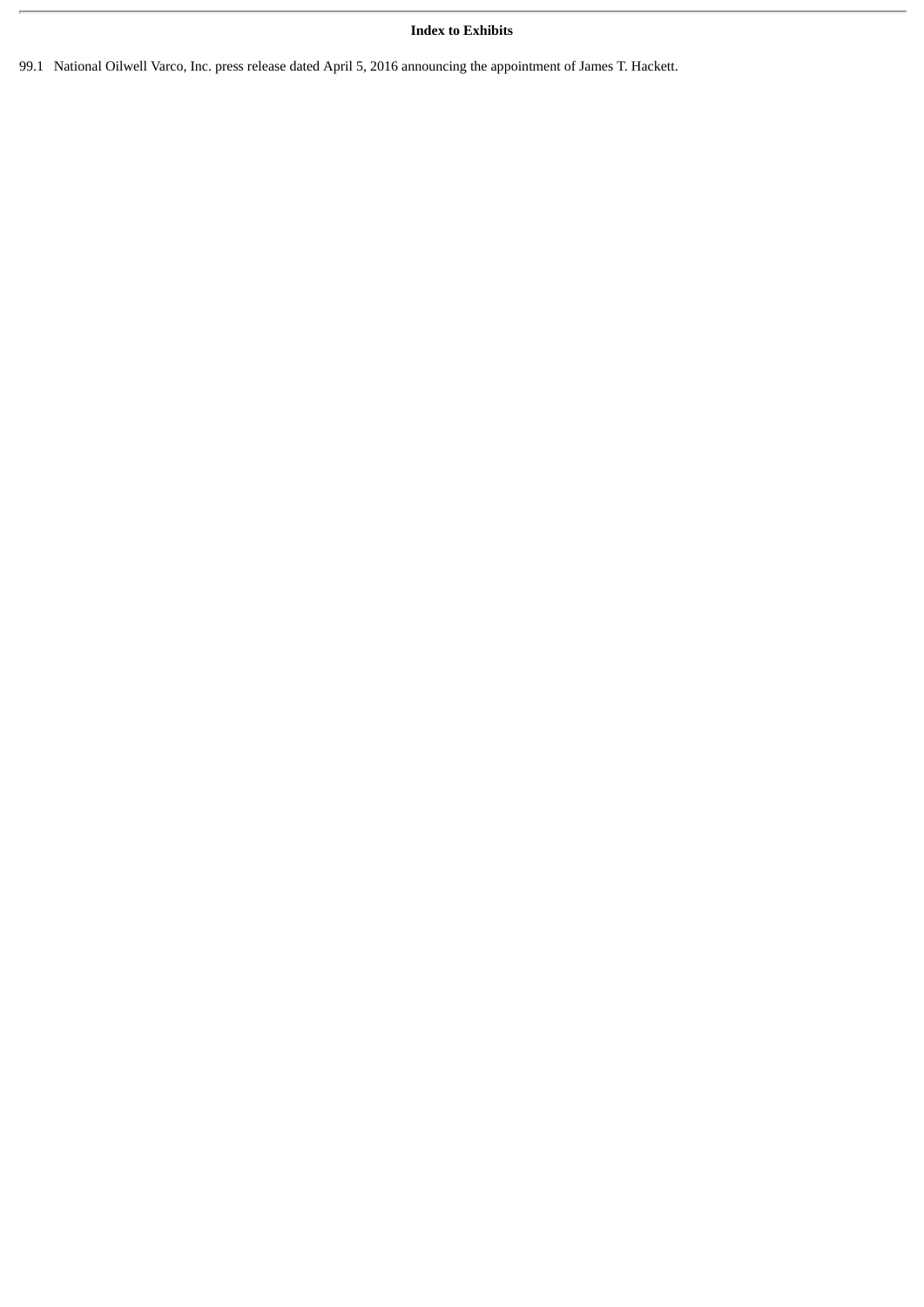**Index to Exhibits**

99.1 National Oilwell Varco, Inc. press release dated April 5, 2016 announcing the appointment of James T. Hackett.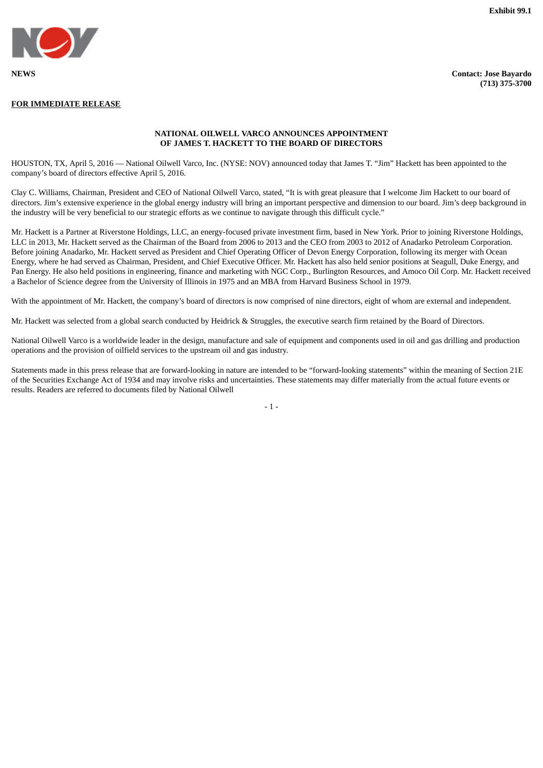**Exhibit 99.1**

**NEWS**

**Contact: Jose Bayardo**
**(713) 375-3700**

**FOR IMMEDIATE RELEASE**

**NATIONAL OILWELL VARCO ANNOUNCES APPOINTMENT OF JAMES T. HACKETT TO THE BOARD OF DIRECTORS**

HOUSTON, TX, April 5, 2016 — National Oilwell Varco, Inc. (NYSE: NOV) announced today that James T. "Jim" Hackett has been appointed to the company's board of directors effective April 5, 2016.

Clay C. Williams, Chairman, President and CEO of National Oilwell Varco, stated, "It is with great pleasure that I welcome Jim Hackett to our board of directors. Jim's extensive experience in the global energy industry will bring an important perspective and dimension to our board. Jim's deep background in the industry will be very beneficial to our strategic efforts as we continue to navigate through this difficult cycle."

Mr. Hackett is a Partner at Riverstone Holdings, LLC, an energy-focused private investment firm, based in New York. Prior to joining Riverstone Holdings, LLC in 2013, Mr. Hackett served as the Chairman of the Board from 2006 to 2013 and the CEO from 2003 to 2012 of Anadarko Petroleum Corporation. Before joining Anadarko, Mr. Hackett served as President and Chief Operating Officer of Devon Energy Corporation, following its merger with Ocean Energy, where he had served as Chairman, President, and Chief Executive Officer. Mr. Hackett has also held senior positions at Seagull, Duke Energy, and Pan Energy. He also held positions in engineering, finance and marketing with NGC Corp., Burlington Resources, and Amoco Oil Corp. Mr. Hackett received a Bachelor of Science degree from the University of Illinois in 1975 and an MBA from Harvard Business School in 1979.

With the appointment of Mr. Hackett, the company's board of directors is now comprised of nine directors, eight of whom are external and independent.

Mr. Hackett was selected from a global search conducted by Heidrick & Struggles, the executive search firm retained by the Board of Directors.

National Oilwell Varco is a worldwide leader in the design, manufacture and sale of equipment and components used in oil and gas drilling and production operations and the provision of oilfield services to the upstream oil and gas industry.

Statements made in this press release that are forward-looking in nature are intended to be "forward-looking statements" within the meaning of Section 21E of the Securities Exchange Act of 1934 and may involve risks and uncertainties. These statements may differ materially from the actual future events or results. Readers are referred to documents filed by National Oilwell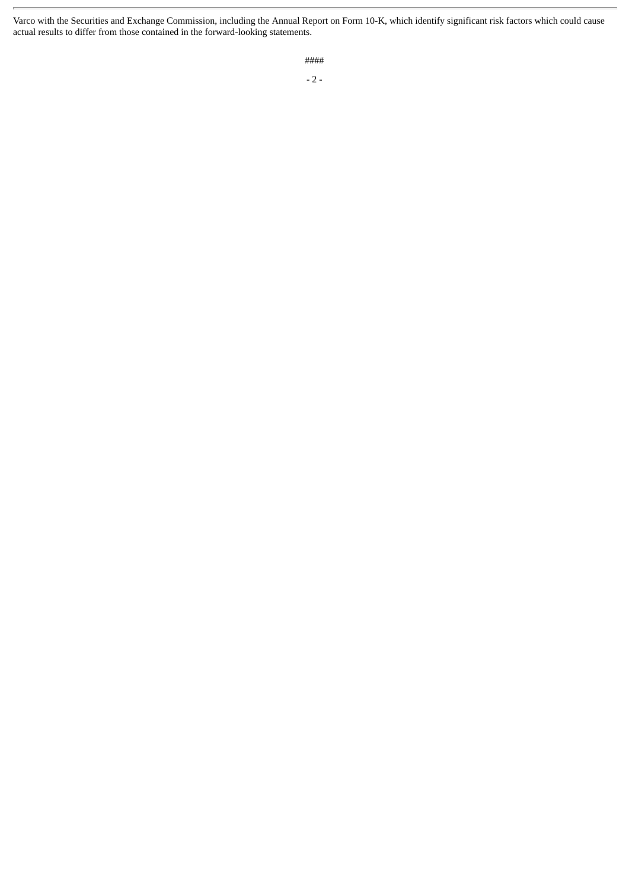Varco with the Securities and Exchange Commission, including the Annual Report on Form 10-K, which identify significant risk factors which could cause actual results to differ from those contained in the forward-looking statements.

####